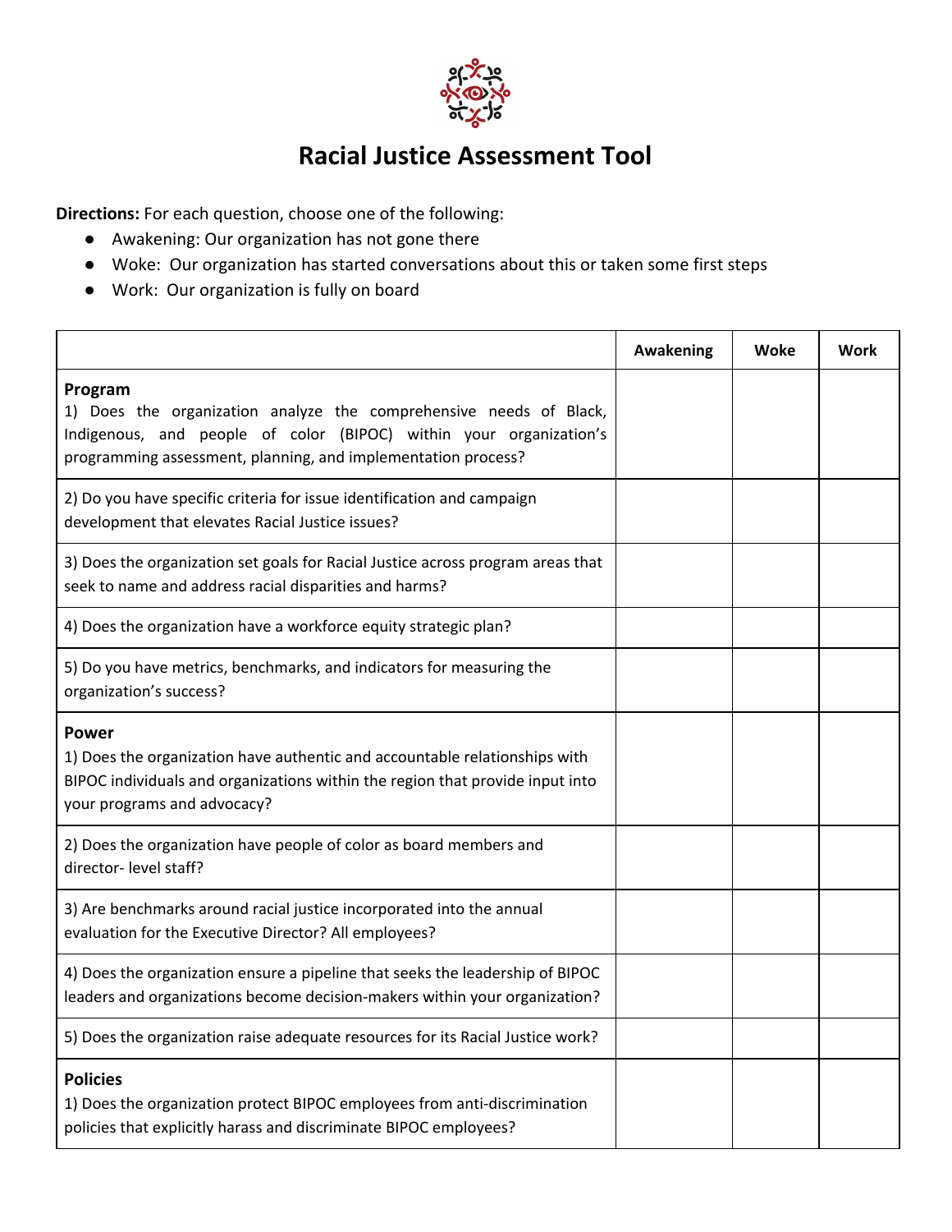# Racial Justice Assessment Tool

**Directions:** For each question, choose one of the following:

- Awakening: Our organization has not gone there
- Woke: Our organization has started conversations about this or taken some first steps
- Work: Our organization is fully on board

| | Awakening | Woke | Work |
|---|---|---|---|
| **Program**<br>1) Does the organization analyze the comprehensive needs of Black, Indigenous, and people of color (BIPOC) within your organization's programming assessment, planning, and implementation process? | | | |
| 2) Do you have specific criteria for issue identification and campaign development that elevates Racial Justice issues? | | | |
| 3) Does the organization set goals for Racial Justice across program areas that seek to name and address racial disparities and harms? | | | |
| 4) Does the organization have a workforce equity strategic plan? | | | |
| 5) Do you have metrics, benchmarks, and indicators for measuring the organization's success? | | | |
| **Power**<br>1) Does the organization have authentic and accountable relationships with BIPOC individuals and organizations within the region that provide input into your programs and advocacy? | | | |
| 2) Does the organization have people of color as board members and director- level staff? | | | |
| 3) Are benchmarks around racial justice incorporated into the annual evaluation for the Executive Director? All employees? | | | |
| 4) Does the organization ensure a pipeline that seeks the leadership of BIPOC leaders and organizations become decision-makers within your organization? | | | |
| 5) Does the organization raise adequate resources for its Racial Justice work? | | | |
| **Policies**<br>1) Does the organization protect BIPOC employees from anti-discrimination policies that explicitly harass and discriminate BIPOC employees? | | | |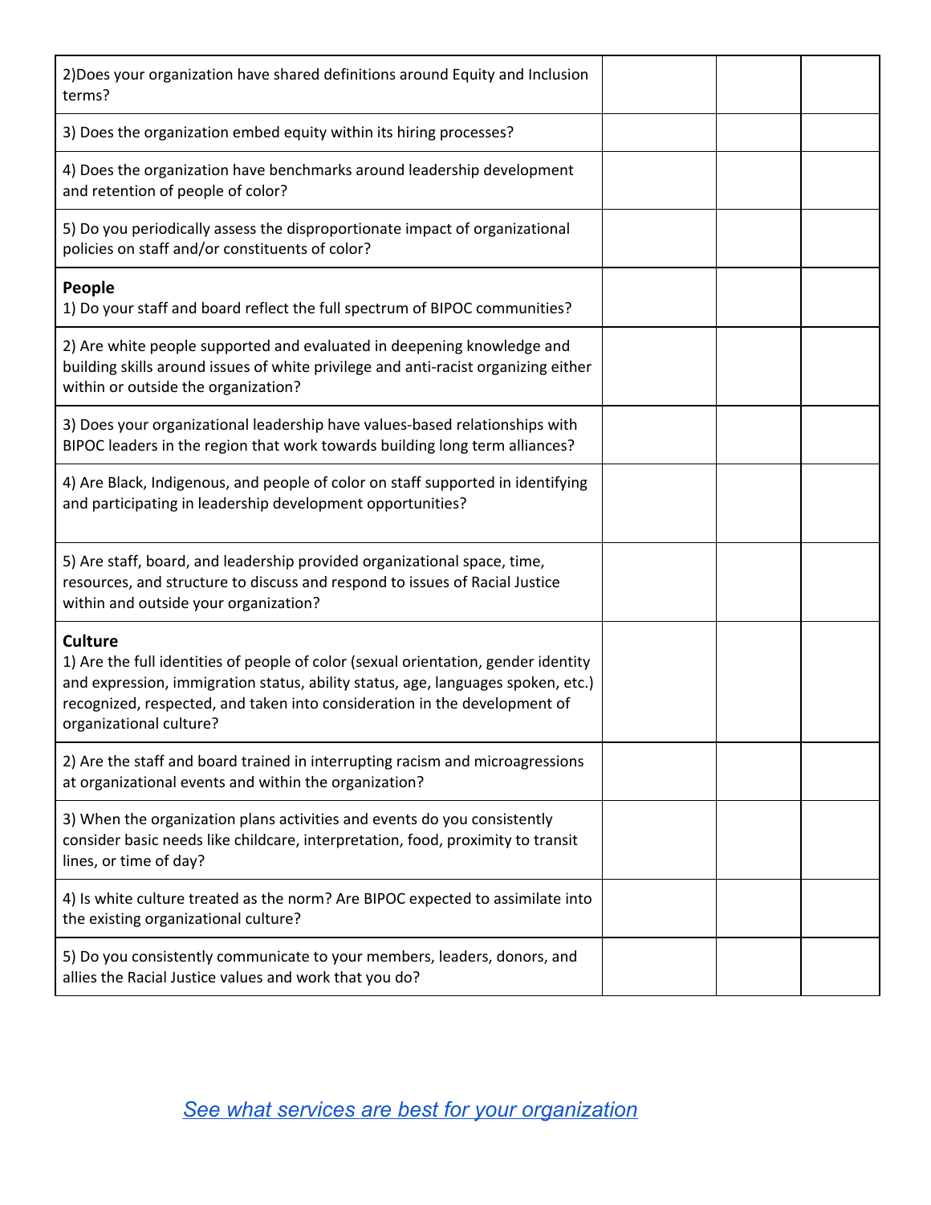| | | | |
|---|---|---|---|
| 2)Does your organization have shared definitions around Equity and Inclusion terms? | | | |
| 3) Does the organization embed equity within its hiring processes? | | | |
| 4) Does the organization have benchmarks around leadership development and retention of people of color? | | | |
| 5) Do you periodically assess the disproportionate impact of organizational policies on staff and/or constituents of color? | | | |
| **People**<br>1) Do your staff and board reflect the full spectrum of BIPOC communities? | | | |
| 2) Are white people supported and evaluated in deepening knowledge and building skills around issues of white privilege and anti-racist organizing either within or outside the organization? | | | |
| 3) Does your organizational leadership have values-based relationships with BIPOC leaders in the region that work towards building long term alliances? | | | |
| 4) Are Black, Indigenous, and people of color on staff supported in identifying and participating in leadership development opportunities? | | | |
| 5) Are staff, board, and leadership provided organizational space, time, resources, and structure to discuss and respond to issues of Racial Justice within and outside your organization? | | | |
| **Culture**<br>1) Are the full identities of people of color (sexual orientation, gender identity and expression, immigration status, ability status, age, languages spoken, etc.) recognized, respected, and taken into consideration in the development of organizational culture? | | | |
| 2) Are the staff and board trained in interrupting racism and microagressions at organizational events and within the organization? | | | |
| 3) When the organization plans activities and events do you consistently consider basic needs like childcare, interpretation, food, proximity to transit lines, or time of day? | | | |
| 4) Is white culture treated as the norm? Are BIPOC expected to assimilate into the existing organizational culture? | | | |
| 5) Do you consistently communicate to your members, leaders, donors, and allies the Racial Justice values and work that you do? | | | |

*See what services are best for your organization*